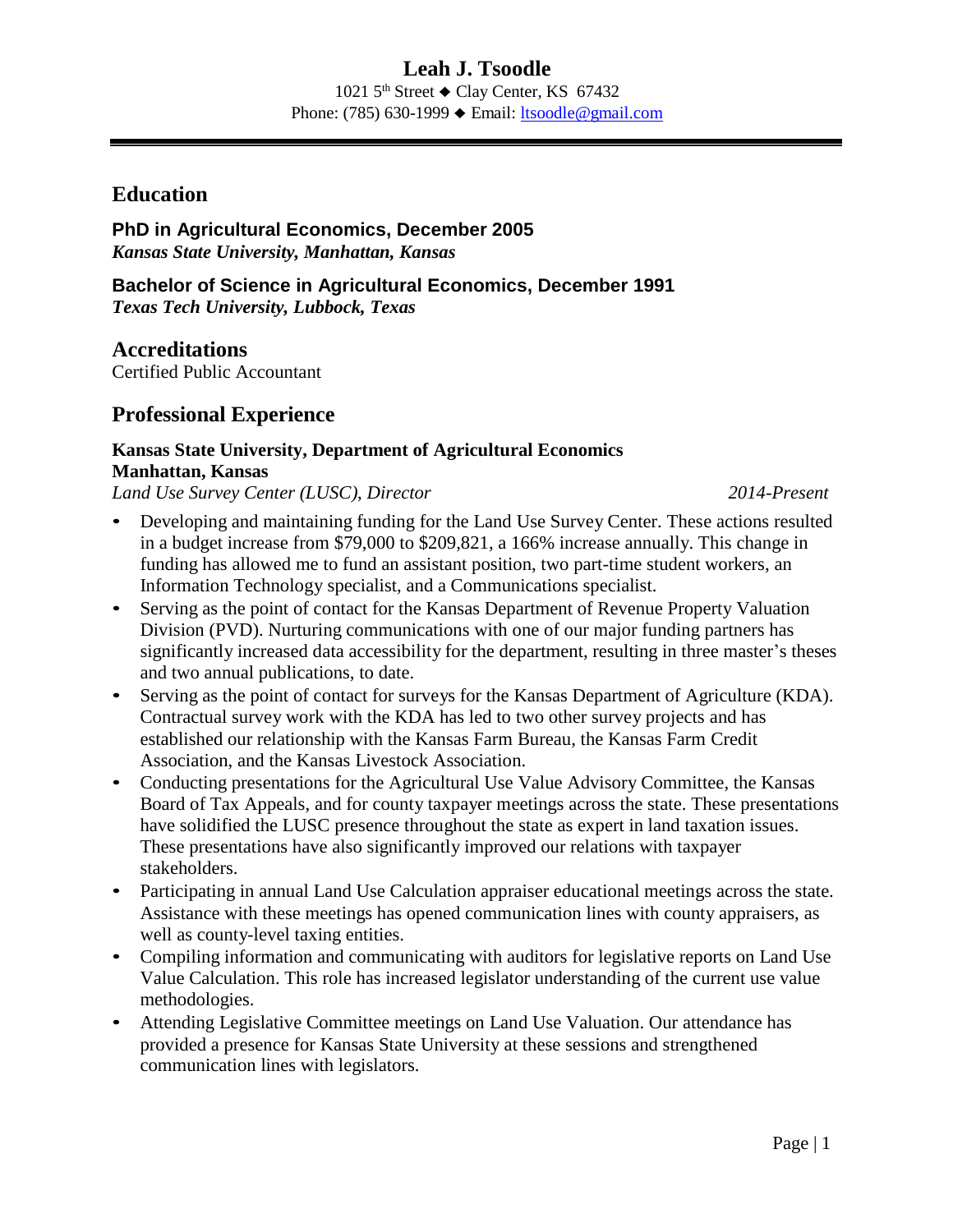# Leah J. Tsoodle

1021 5th Street ◆ Clay Center, KS 67432
Phone: (785) 630-1999 ◆ Email: ltsoodle@gmail.com

## Education

**PhD in Agricultural Economics, December 2005**
***Kansas State University, Manhattan, Kansas***

**Bachelor of Science in Agricultural Economics, December 1991**
***Texas Tech University, Lubbock, Texas***

## Accreditations

Certified Public Accountant

## Professional Experience

**Kansas State University, Department of Agricultural Economics**
**Manhattan, Kansas**
*Land Use Survey Center (LUSC), Director* *2014-Present*

- Developing and maintaining funding for the Land Use Survey Center. These actions resulted in a budget increase from $79,000 to $209,821, a 166% increase annually. This change in funding has allowed me to fund an assistant position, two part-time student workers, an Information Technology specialist, and a Communications specialist.
- Serving as the point of contact for the Kansas Department of Revenue Property Valuation Division (PVD). Nurturing communications with one of our major funding partners has significantly increased data accessibility for the department, resulting in three master's theses and two annual publications, to date.
- Serving as the point of contact for surveys for the Kansas Department of Agriculture (KDA). Contractual survey work with the KDA has led to two other survey projects and has established our relationship with the Kansas Farm Bureau, the Kansas Farm Credit Association, and the Kansas Livestock Association.
- Conducting presentations for the Agricultural Use Value Advisory Committee, the Kansas Board of Tax Appeals, and for county taxpayer meetings across the state. These presentations have solidified the LUSC presence throughout the state as expert in land taxation issues. These presentations have also significantly improved our relations with taxpayer stakeholders.
- Participating in annual Land Use Calculation appraiser educational meetings across the state. Assistance with these meetings has opened communication lines with county appraisers, as well as county-level taxing entities.
- Compiling information and communicating with auditors for legislative reports on Land Use Value Calculation. This role has increased legislator understanding of the current use value methodologies.
- Attending Legislative Committee meetings on Land Use Valuation. Our attendance has provided a presence for Kansas State University at these sessions and strengthened communication lines with legislators.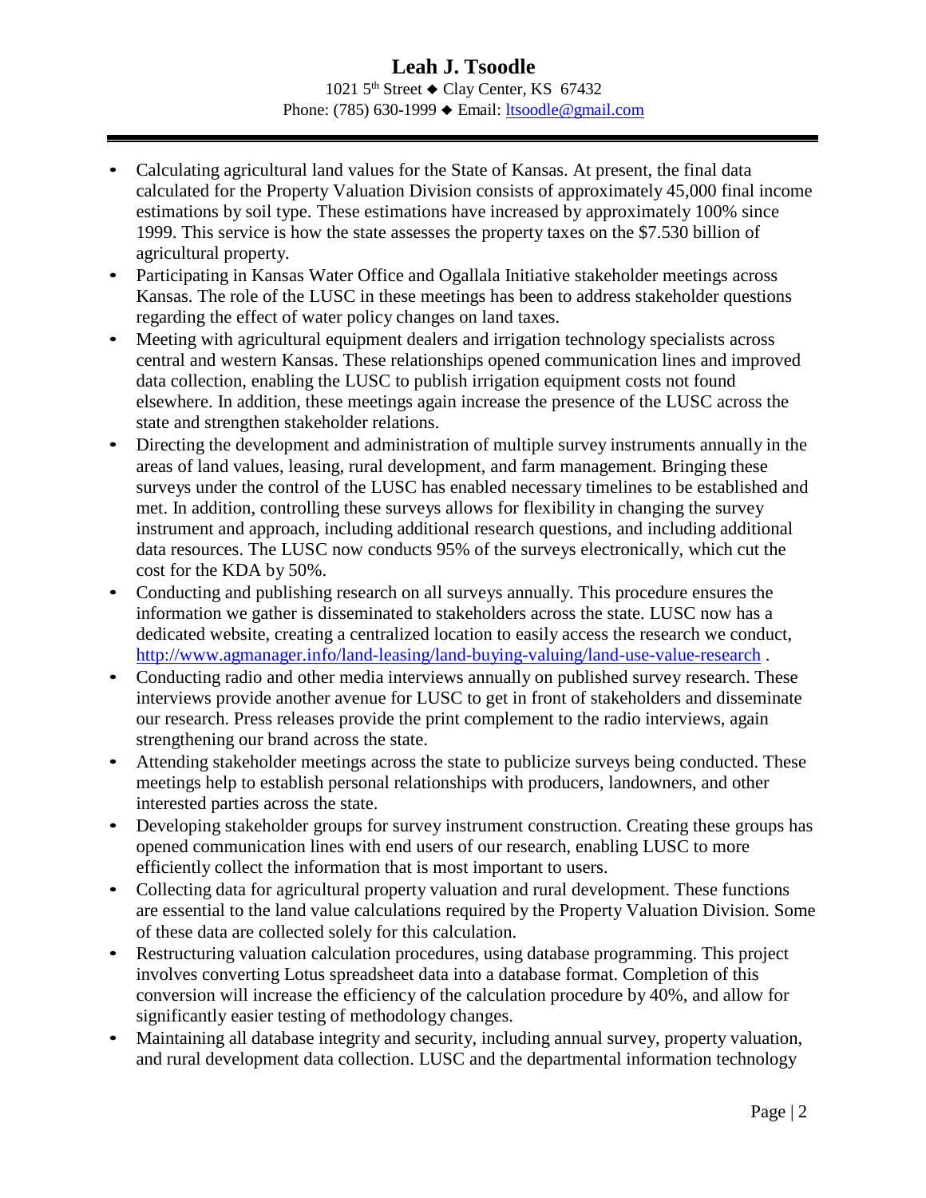# Leah J. Tsoodle

1021 5th Street ◆ Clay Center, KS 67432
Phone: (785) 630-1999 ◆ Email: ltsoodle@gmail.com

---

- Calculating agricultural land values for the State of Kansas. At present, the final data calculated for the Property Valuation Division consists of approximately 45,000 final income estimations by soil type. These estimations have increased by approximately 100% since 1999. This service is how the state assesses the property taxes on the $7.530 billion of agricultural property.
- Participating in Kansas Water Office and Ogallala Initiative stakeholder meetings across Kansas. The role of the LUSC in these meetings has been to address stakeholder questions regarding the effect of water policy changes on land taxes.
- Meeting with agricultural equipment dealers and irrigation technology specialists across central and western Kansas. These relationships opened communication lines and improved data collection, enabling the LUSC to publish irrigation equipment costs not found elsewhere. In addition, these meetings again increase the presence of the LUSC across the state and strengthen stakeholder relations.
- Directing the development and administration of multiple survey instruments annually in the areas of land values, leasing, rural development, and farm management. Bringing these surveys under the control of the LUSC has enabled necessary timelines to be established and met. In addition, controlling these surveys allows for flexibility in changing the survey instrument and approach, including additional research questions, and including additional data resources. The LUSC now conducts 95% of the surveys electronically, which cut the cost for the KDA by 50%.
- Conducting and publishing research on all surveys annually. This procedure ensures the information we gather is disseminated to stakeholders across the state. LUSC now has a dedicated website, creating a centralized location to easily access the research we conduct, http://www.agmanager.info/land-leasing/land-buying-valuing/land-use-value-research .
- Conducting radio and other media interviews annually on published survey research. These interviews provide another avenue for LUSC to get in front of stakeholders and disseminate our research. Press releases provide the print complement to the radio interviews, again strengthening our brand across the state.
- Attending stakeholder meetings across the state to publicize surveys being conducted. These meetings help to establish personal relationships with producers, landowners, and other interested parties across the state.
- Developing stakeholder groups for survey instrument construction. Creating these groups has opened communication lines with end users of our research, enabling LUSC to more efficiently collect the information that is most important to users.
- Collecting data for agricultural property valuation and rural development. These functions are essential to the land value calculations required by the Property Valuation Division. Some of these data are collected solely for this calculation.
- Restructuring valuation calculation procedures, using database programming. This project involves converting Lotus spreadsheet data into a database format. Completion of this conversion will increase the efficiency of the calculation procedure by 40%, and allow for significantly easier testing of methodology changes.
- Maintaining all database integrity and security, including annual survey, property valuation, and rural development data collection. LUSC and the departmental information technology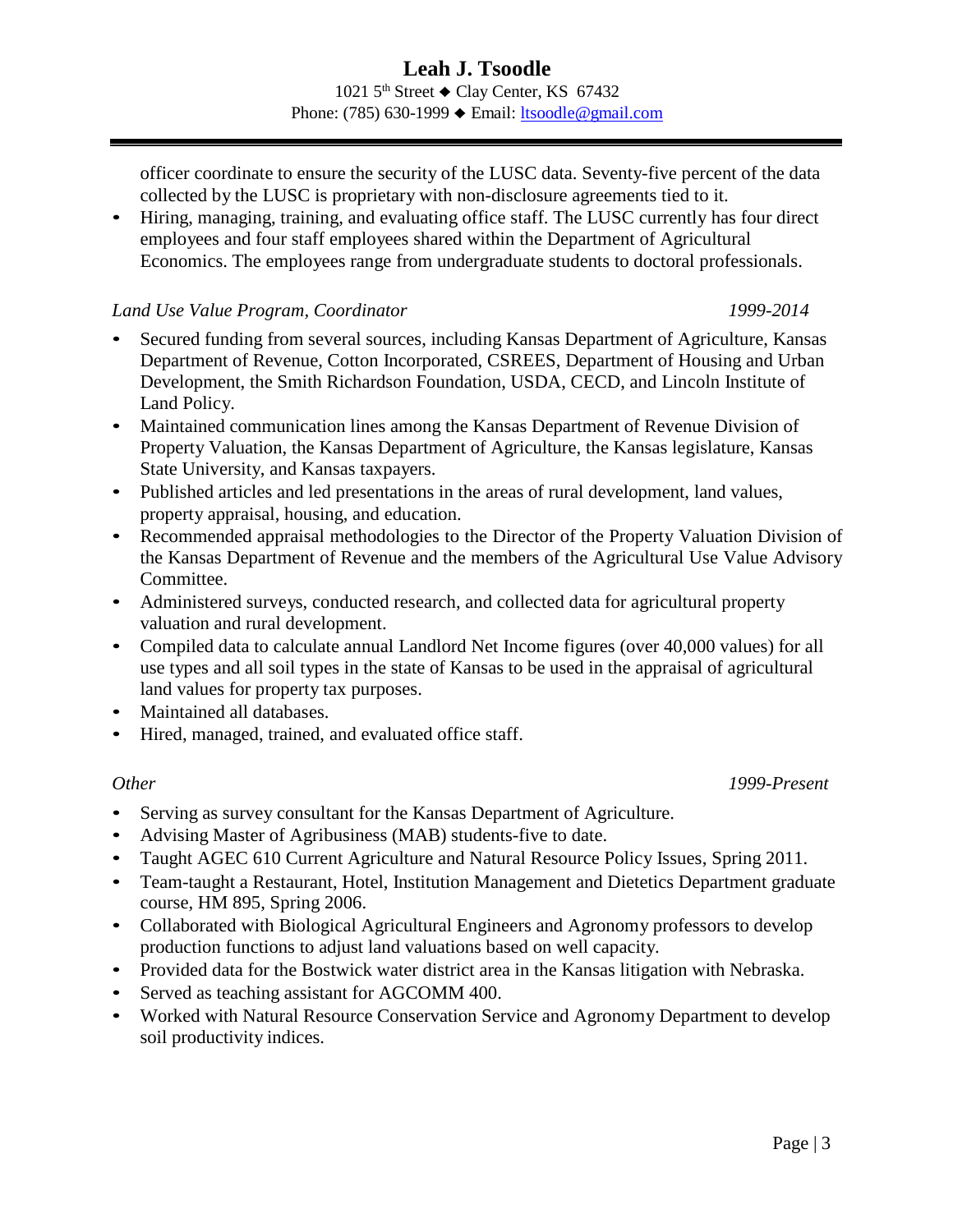officer coordinate to ensure the security of the LUSC data. Seventy-five percent of the data collected by the LUSC is proprietary with non-disclosure agreements tied to it.

- Hiring, managing, training, and evaluating office staff. The LUSC currently has four direct employees and four staff employees shared within the Department of Agricultural Economics. The employees range from undergraduate students to doctoral professionals.

*Land Use Value Program, Coordinator* *1999-2014*

- Secured funding from several sources, including Kansas Department of Agriculture, Kansas Department of Revenue, Cotton Incorporated, CSREES, Department of Housing and Urban Development, the Smith Richardson Foundation, USDA, CECD, and Lincoln Institute of Land Policy.
- Maintained communication lines among the Kansas Department of Revenue Division of Property Valuation, the Kansas Department of Agriculture, the Kansas legislature, Kansas State University, and Kansas taxpayers.
- Published articles and led presentations in the areas of rural development, land values, property appraisal, housing, and education.
- Recommended appraisal methodologies to the Director of the Property Valuation Division of the Kansas Department of Revenue and the members of the Agricultural Use Value Advisory Committee.
- Administered surveys, conducted research, and collected data for agricultural property valuation and rural development.
- Compiled data to calculate annual Landlord Net Income figures (over 40,000 values) for all use types and all soil types in the state of Kansas to be used in the appraisal of agricultural land values for property tax purposes.
- Maintained all databases.
- Hired, managed, trained, and evaluated office staff.

*Other* *1999-Present*

- Serving as survey consultant for the Kansas Department of Agriculture.
- Advising Master of Agribusiness (MAB) students-five to date.
- Taught AGEC 610 Current Agriculture and Natural Resource Policy Issues, Spring 2011.
- Team-taught a Restaurant, Hotel, Institution Management and Dietetics Department graduate course, HM 895, Spring 2006.
- Collaborated with Biological Agricultural Engineers and Agronomy professors to develop production functions to adjust land valuations based on well capacity.
- Provided data for the Bostwick water district area in the Kansas litigation with Nebraska.
- Served as teaching assistant for AGCOMM 400.
- Worked with Natural Resource Conservation Service and Agronomy Department to develop soil productivity indices.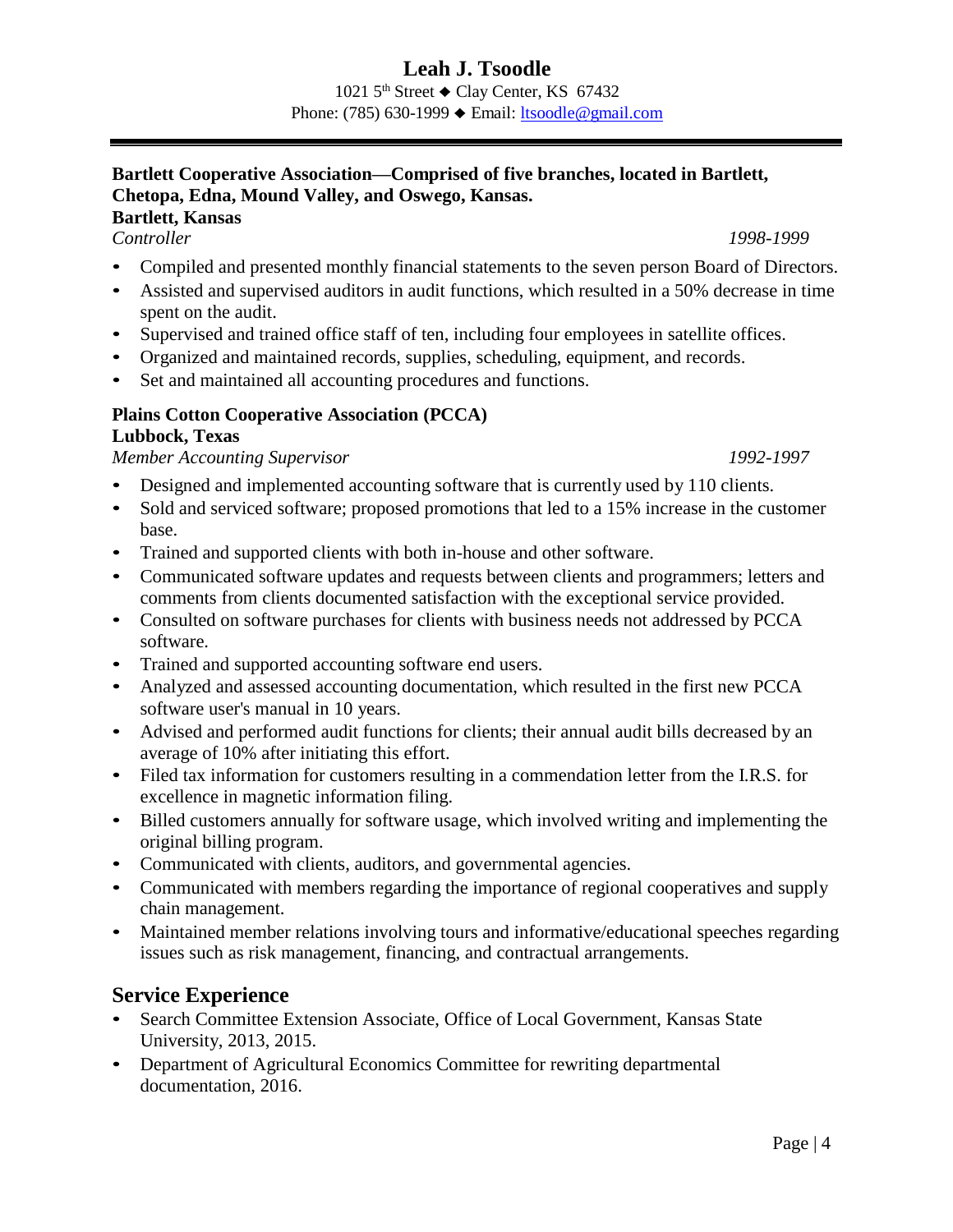# Leah J. Tsoodle

1021 5th Street ◆ Clay Center, KS 67432
Phone: (785) 630-1999 ◆ Email: ltsoodle@gmail.com

---

**Bartlett Cooperative Association—Comprised of five branches, located in Bartlett, Chetopa, Edna, Mound Valley, and Oswego, Kansas.**
**Bartlett, Kansas**
*Controller* *1998-1999*

- Compiled and presented monthly financial statements to the seven person Board of Directors.
- Assisted and supervised auditors in audit functions, which resulted in a 50% decrease in time spent on the audit.
- Supervised and trained office staff of ten, including four employees in satellite offices.
- Organized and maintained records, supplies, scheduling, equipment, and records.
- Set and maintained all accounting procedures and functions.

**Plains Cotton Cooperative Association (PCCA)**
**Lubbock, Texas**
*Member Accounting Supervisor* *1992-1997*

- Designed and implemented accounting software that is currently used by 110 clients.
- Sold and serviced software; proposed promotions that led to a 15% increase in the customer base.
- Trained and supported clients with both in-house and other software.
- Communicated software updates and requests between clients and programmers; letters and comments from clients documented satisfaction with the exceptional service provided.
- Consulted on software purchases for clients with business needs not addressed by PCCA software.
- Trained and supported accounting software end users.
- Analyzed and assessed accounting documentation, which resulted in the first new PCCA software user's manual in 10 years.
- Advised and performed audit functions for clients; their annual audit bills decreased by an average of 10% after initiating this effort.
- Filed tax information for customers resulting in a commendation letter from the I.R.S. for excellence in magnetic information filing.
- Billed customers annually for software usage, which involved writing and implementing the original billing program.
- Communicated with clients, auditors, and governmental agencies.
- Communicated with members regarding the importance of regional cooperatives and supply chain management.
- Maintained member relations involving tours and informative/educational speeches regarding issues such as risk management, financing, and contractual arrangements.

## Service Experience

- Search Committee Extension Associate, Office of Local Government, Kansas State University, 2013, 2015.
- Department of Agricultural Economics Committee for rewriting departmental documentation, 2016.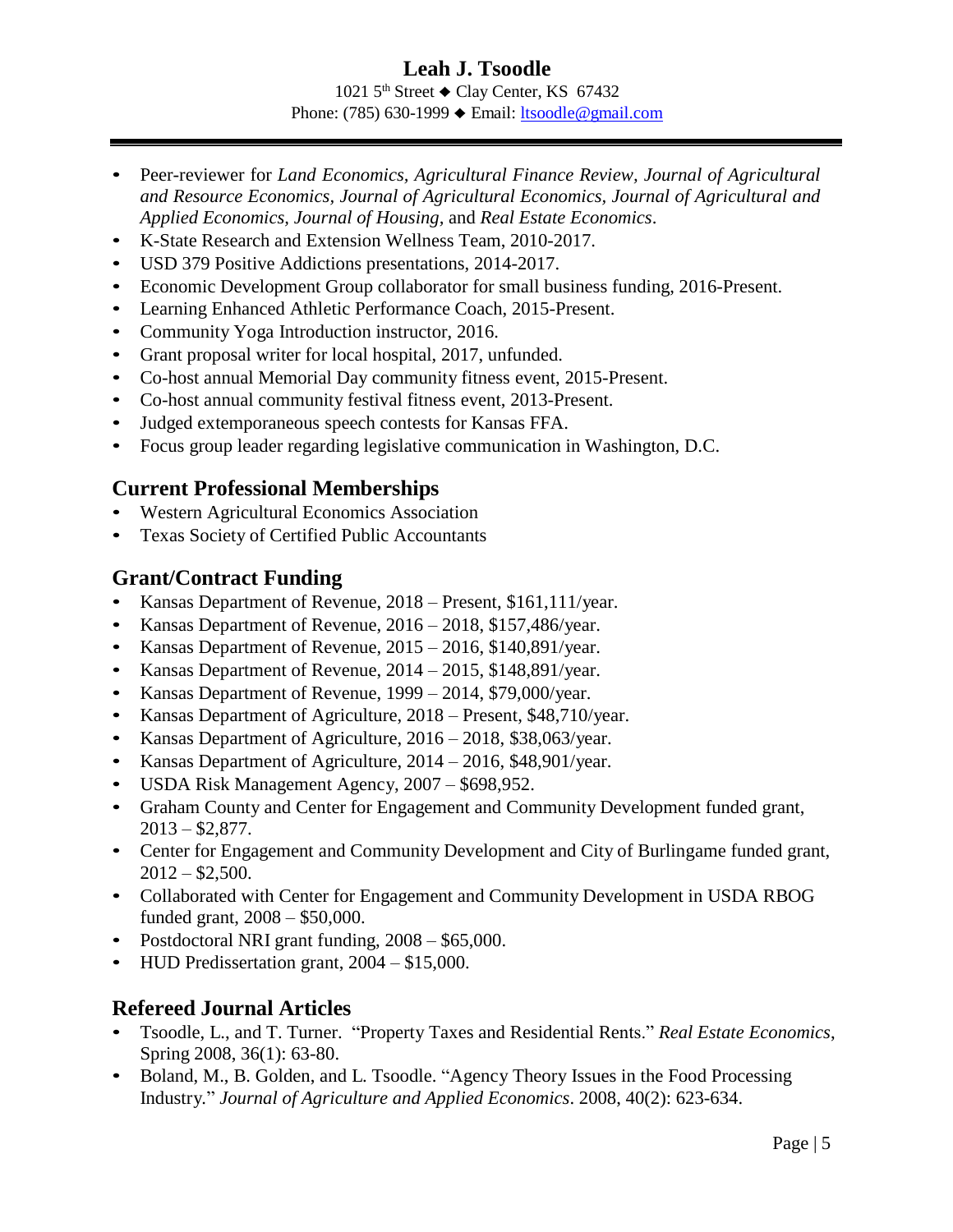# Leah J. Tsoodle

1021 5th Street ◆ Clay Center, KS 67432
Phone: (785) 630-1999 ◆ Email: ltsoodle@gmail.com

---

- Peer-reviewer for *Land Economics, Agricultural Finance Review, Journal of Agricultural and Resource Economics, Journal of Agricultural Economics, Journal of Agricultural and Applied Economics, Journal of Housing,* and *Real Estate Economics*.
- K-State Research and Extension Wellness Team, 2010-2017.
- USD 379 Positive Addictions presentations, 2014-2017.
- Economic Development Group collaborator for small business funding, 2016-Present.
- Learning Enhanced Athletic Performance Coach, 2015-Present.
- Community Yoga Introduction instructor, 2016.
- Grant proposal writer for local hospital, 2017, unfunded.
- Co-host annual Memorial Day community fitness event, 2015-Present.
- Co-host annual community festival fitness event, 2013-Present.
- Judged extemporaneous speech contests for Kansas FFA.
- Focus group leader regarding legislative communication in Washington, D.C.

## Current Professional Memberships

- Western Agricultural Economics Association
- Texas Society of Certified Public Accountants

## Grant/Contract Funding

- Kansas Department of Revenue, 2018 – Present, $161,111/year.
- Kansas Department of Revenue, 2016 – 2018, $157,486/year.
- Kansas Department of Revenue, 2015 – 2016, $140,891/year.
- Kansas Department of Revenue, 2014 – 2015, $148,891/year.
- Kansas Department of Revenue, 1999 – 2014, $79,000/year.
- Kansas Department of Agriculture, 2018 – Present, $48,710/year.
- Kansas Department of Agriculture, 2016 – 2018, $38,063/year.
- Kansas Department of Agriculture, 2014 – 2016, $48,901/year.
- USDA Risk Management Agency, 2007 – $698,952.
- Graham County and Center for Engagement and Community Development funded grant, 2013 – $2,877.
- Center for Engagement and Community Development and City of Burlingame funded grant, 2012 – $2,500.
- Collaborated with Center for Engagement and Community Development in USDA RBOG funded grant, 2008 – $50,000.
- Postdoctoral NRI grant funding, 2008 – $65,000.
- HUD Predissertation grant, 2004 – $15,000.

## Refereed Journal Articles

- Tsoodle, L., and T. Turner. "Property Taxes and Residential Rents." *Real Estate Economics*, Spring 2008, 36(1): 63-80.
- Boland, M., B. Golden, and L. Tsoodle. "Agency Theory Issues in the Food Processing Industry." *Journal of Agriculture and Applied Economics*. 2008, 40(2): 623-634.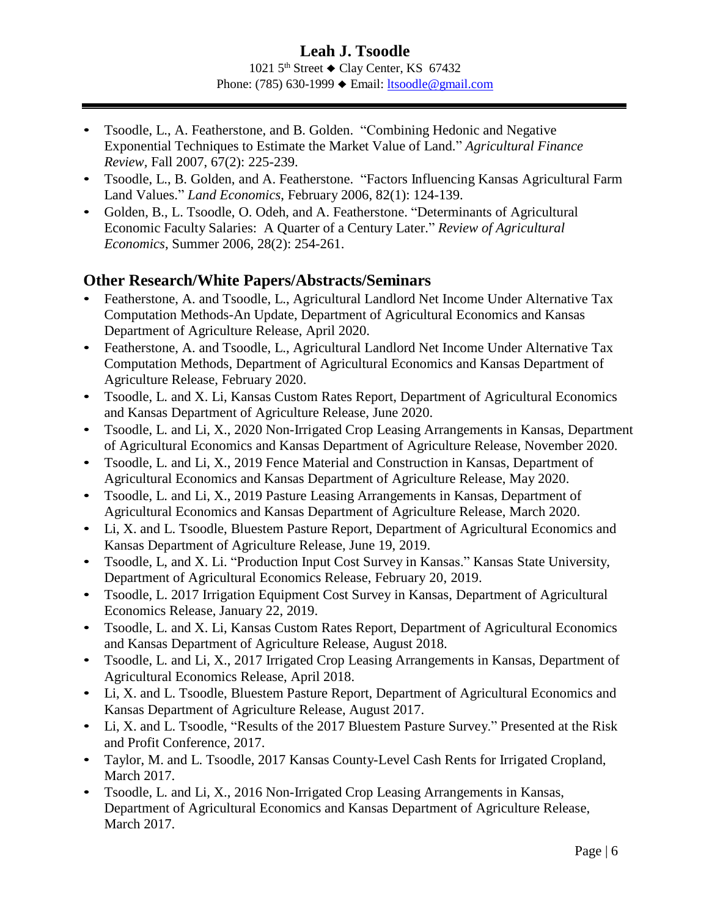- Tsoodle, L., A. Featherstone, and B. Golden. "Combining Hedonic and Negative Exponential Techniques to Estimate the Market Value of Land." *Agricultural Finance Review,* Fall 2007, 67(2): 225-239.
- Tsoodle, L., B. Golden, and A. Featherstone. "Factors Influencing Kansas Agricultural Farm Land Values." *Land Economics*, February 2006, 82(1): 124-139.
- Golden, B., L. Tsoodle, O. Odeh, and A. Featherstone. "Determinants of Agricultural Economic Faculty Salaries: A Quarter of a Century Later." *Review of Agricultural Economics*, Summer 2006, 28(2): 254-261.

## Other Research/White Papers/Abstracts/Seminars

- Featherstone, A. and Tsoodle, L., Agricultural Landlord Net Income Under Alternative Tax Computation Methods-An Update, Department of Agricultural Economics and Kansas Department of Agriculture Release, April 2020.
- Featherstone, A. and Tsoodle, L., Agricultural Landlord Net Income Under Alternative Tax Computation Methods, Department of Agricultural Economics and Kansas Department of Agriculture Release, February 2020.
- Tsoodle, L. and X. Li, Kansas Custom Rates Report, Department of Agricultural Economics and Kansas Department of Agriculture Release, June 2020.
- Tsoodle, L. and Li, X., 2020 Non-Irrigated Crop Leasing Arrangements in Kansas, Department of Agricultural Economics and Kansas Department of Agriculture Release, November 2020.
- Tsoodle, L. and Li, X., 2019 Fence Material and Construction in Kansas, Department of Agricultural Economics and Kansas Department of Agriculture Release, May 2020.
- Tsoodle, L. and Li, X., 2019 Pasture Leasing Arrangements in Kansas, Department of Agricultural Economics and Kansas Department of Agriculture Release, March 2020.
- Li, X. and L. Tsoodle, Bluestem Pasture Report, Department of Agricultural Economics and Kansas Department of Agriculture Release, June 19, 2019.
- Tsoodle, L, and X. Li. "Production Input Cost Survey in Kansas." Kansas State University, Department of Agricultural Economics Release, February 20, 2019.
- Tsoodle, L. 2017 Irrigation Equipment Cost Survey in Kansas, Department of Agricultural Economics Release, January 22, 2019.
- Tsoodle, L. and X. Li, Kansas Custom Rates Report, Department of Agricultural Economics and Kansas Department of Agriculture Release, August 2018.
- Tsoodle, L. and Li, X., 2017 Irrigated Crop Leasing Arrangements in Kansas, Department of Agricultural Economics Release, April 2018.
- Li, X. and L. Tsoodle, Bluestem Pasture Report, Department of Agricultural Economics and Kansas Department of Agriculture Release, August 2017.
- Li, X. and L. Tsoodle, "Results of the 2017 Bluestem Pasture Survey." Presented at the Risk and Profit Conference, 2017.
- Taylor, M. and L. Tsoodle, 2017 Kansas County-Level Cash Rents for Irrigated Cropland, March 2017.
- Tsoodle, L. and Li, X., 2016 Non-Irrigated Crop Leasing Arrangements in Kansas, Department of Agricultural Economics and Kansas Department of Agriculture Release, March 2017.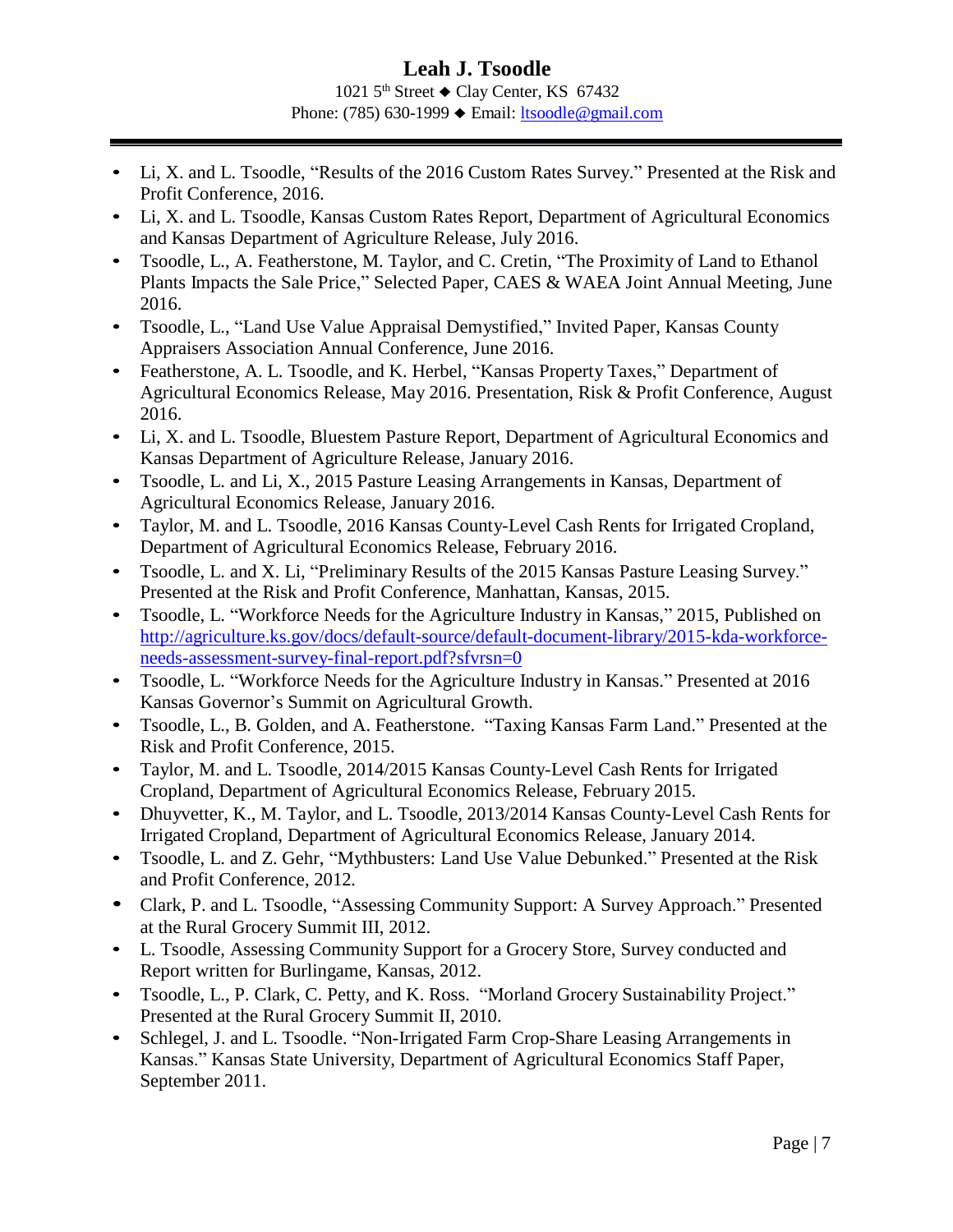- Li, X. and L. Tsoodle, "Results of the 2016 Custom Rates Survey." Presented at the Risk and Profit Conference, 2016.
- Li, X. and L. Tsoodle, Kansas Custom Rates Report, Department of Agricultural Economics and Kansas Department of Agriculture Release, July 2016.
- Tsoodle, L., A. Featherstone, M. Taylor, and C. Cretin, "The Proximity of Land to Ethanol Plants Impacts the Sale Price," Selected Paper, CAES & WAEA Joint Annual Meeting, June 2016.
- Tsoodle, L., "Land Use Value Appraisal Demystified," Invited Paper, Kansas County Appraisers Association Annual Conference, June 2016.
- Featherstone, A. L. Tsoodle, and K. Herbel, "Kansas Property Taxes," Department of Agricultural Economics Release, May 2016. Presentation, Risk & Profit Conference, August 2016.
- Li, X. and L. Tsoodle, Bluestem Pasture Report, Department of Agricultural Economics and Kansas Department of Agriculture Release, January 2016.
- Tsoodle, L. and Li, X., 2015 Pasture Leasing Arrangements in Kansas, Department of Agricultural Economics Release, January 2016.
- Taylor, M. and L. Tsoodle, 2016 Kansas County-Level Cash Rents for Irrigated Cropland, Department of Agricultural Economics Release, February 2016.
- Tsoodle, L. and X. Li, "Preliminary Results of the 2015 Kansas Pasture Leasing Survey." Presented at the Risk and Profit Conference, Manhattan, Kansas, 2015.
- Tsoodle, L. "Workforce Needs for the Agriculture Industry in Kansas," 2015, Published on http://agriculture.ks.gov/docs/default-source/default-document-library/2015-kda-workforce-needs-assessment-survey-final-report.pdf?sfvrsn=0
- Tsoodle, L. "Workforce Needs for the Agriculture Industry in Kansas." Presented at 2016 Kansas Governor's Summit on Agricultural Growth.
- Tsoodle, L., B. Golden, and A. Featherstone. "Taxing Kansas Farm Land." Presented at the Risk and Profit Conference, 2015.
- Taylor, M. and L. Tsoodle, 2014/2015 Kansas County-Level Cash Rents for Irrigated Cropland, Department of Agricultural Economics Release, February 2015.
- Dhuyvetter, K., M. Taylor, and L. Tsoodle, 2013/2014 Kansas County-Level Cash Rents for Irrigated Cropland, Department of Agricultural Economics Release, January 2014.
- Tsoodle, L. and Z. Gehr, "Mythbusters: Land Use Value Debunked." Presented at the Risk and Profit Conference, 2012.
- Clark, P. and L. Tsoodle, "Assessing Community Support: A Survey Approach." Presented at the Rural Grocery Summit III, 2012.
- L. Tsoodle, Assessing Community Support for a Grocery Store, Survey conducted and Report written for Burlingame, Kansas, 2012.
- Tsoodle, L., P. Clark, C. Petty, and K. Ross. "Morland Grocery Sustainability Project." Presented at the Rural Grocery Summit II, 2010.
- Schlegel, J. and L. Tsoodle. "Non-Irrigated Farm Crop-Share Leasing Arrangements in Kansas." Kansas State University, Department of Agricultural Economics Staff Paper, September 2011.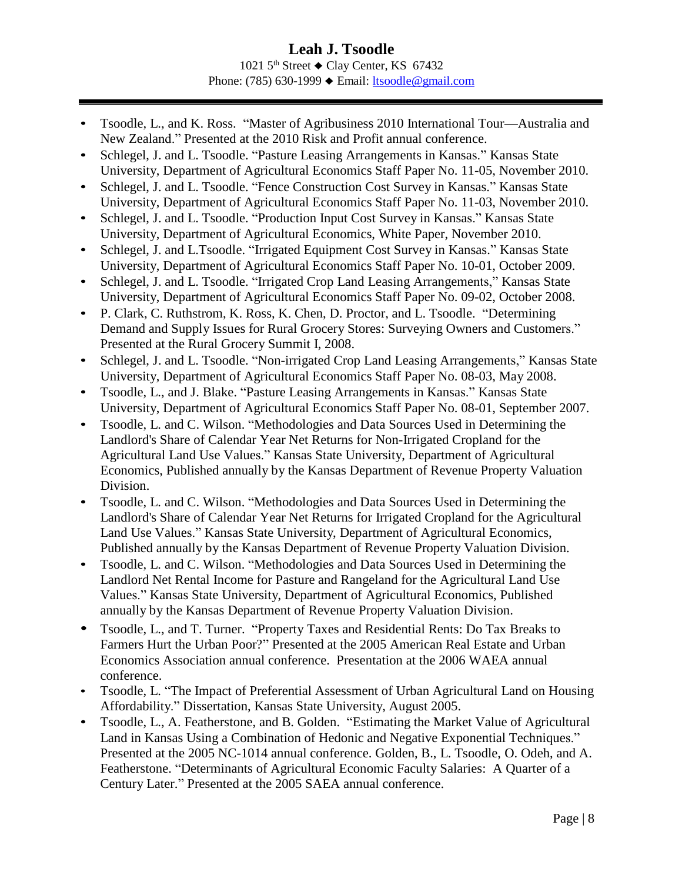# Leah J. Tsoodle

1021 5th Street ◆ Clay Center, KS 67432
Phone: (785) 630-1999 ◆ Email: ltsoodle@gmail.com

- Tsoodle, L., and K. Ross. "Master of Agribusiness 2010 International Tour—Australia and New Zealand." Presented at the 2010 Risk and Profit annual conference.
- Schlegel, J. and L. Tsoodle. "Pasture Leasing Arrangements in Kansas." Kansas State University, Department of Agricultural Economics Staff Paper No. 11-05, November 2010.
- Schlegel, J. and L. Tsoodle. "Fence Construction Cost Survey in Kansas." Kansas State University, Department of Agricultural Economics Staff Paper No. 11-03, November 2010.
- Schlegel, J. and L. Tsoodle. "Production Input Cost Survey in Kansas." Kansas State University, Department of Agricultural Economics, White Paper, November 2010.
- Schlegel, J. and L.Tsoodle. "Irrigated Equipment Cost Survey in Kansas." Kansas State University, Department of Agricultural Economics Staff Paper No. 10-01, October 2009.
- Schlegel, J. and L. Tsoodle. "Irrigated Crop Land Leasing Arrangements," Kansas State University, Department of Agricultural Economics Staff Paper No. 09-02, October 2008.
- P. Clark, C. Ruthstrom, K. Ross, K. Chen, D. Proctor, and L. Tsoodle. "Determining Demand and Supply Issues for Rural Grocery Stores: Surveying Owners and Customers." Presented at the Rural Grocery Summit I, 2008.
- Schlegel, J. and L. Tsoodle. "Non-irrigated Crop Land Leasing Arrangements," Kansas State University, Department of Agricultural Economics Staff Paper No. 08-03, May 2008.
- Tsoodle, L., and J. Blake. "Pasture Leasing Arrangements in Kansas." Kansas State University, Department of Agricultural Economics Staff Paper No. 08-01, September 2007.
- Tsoodle, L. and C. Wilson. "Methodologies and Data Sources Used in Determining the Landlord's Share of Calendar Year Net Returns for Non-Irrigated Cropland for the Agricultural Land Use Values." Kansas State University, Department of Agricultural Economics, Published annually by the Kansas Department of Revenue Property Valuation Division.
- Tsoodle, L. and C. Wilson. "Methodologies and Data Sources Used in Determining the Landlord's Share of Calendar Year Net Returns for Irrigated Cropland for the Agricultural Land Use Values." Kansas State University, Department of Agricultural Economics, Published annually by the Kansas Department of Revenue Property Valuation Division.
- Tsoodle, L. and C. Wilson. "Methodologies and Data Sources Used in Determining the Landlord Net Rental Income for Pasture and Rangeland for the Agricultural Land Use Values." Kansas State University, Department of Agricultural Economics, Published annually by the Kansas Department of Revenue Property Valuation Division.
- Tsoodle, L., and T. Turner. "Property Taxes and Residential Rents: Do Tax Breaks to Farmers Hurt the Urban Poor?" Presented at the 2005 American Real Estate and Urban Economics Association annual conference. Presentation at the 2006 WAEA annual conference.
- Tsoodle, L. "The Impact of Preferential Assessment of Urban Agricultural Land on Housing Affordability." Dissertation, Kansas State University, August 2005.
- Tsoodle, L., A. Featherstone, and B. Golden. "Estimating the Market Value of Agricultural Land in Kansas Using a Combination of Hedonic and Negative Exponential Techniques." Presented at the 2005 NC-1014 annual conference. Golden, B., L. Tsoodle, O. Odeh, and A. Featherstone. "Determinants of Agricultural Economic Faculty Salaries: A Quarter of a Century Later." Presented at the 2005 SAEA annual conference.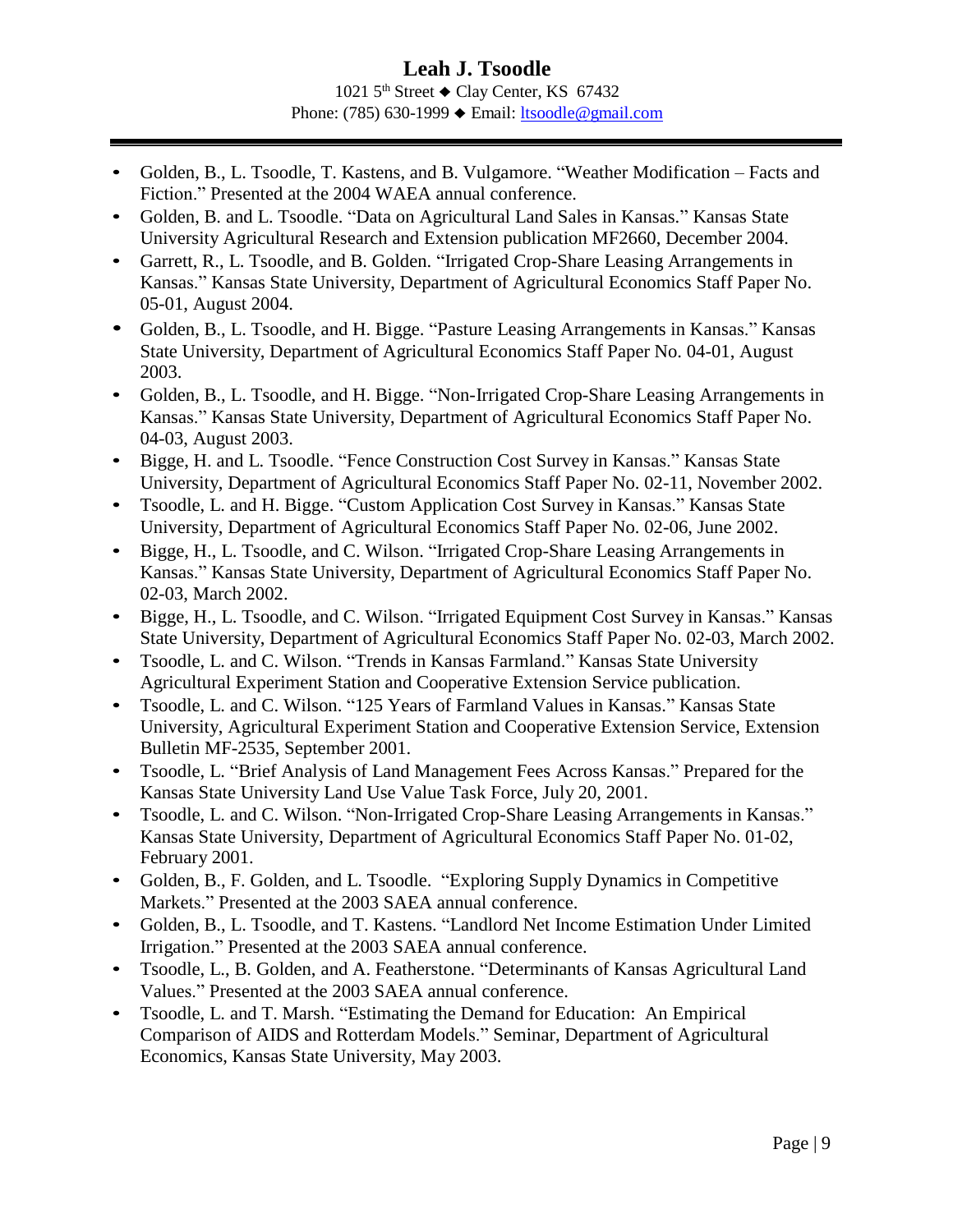- Golden, B., L. Tsoodle, T. Kastens, and B. Vulgamore. “Weather Modification – Facts and Fiction.” Presented at the 2004 WAEA annual conference.
- Golden, B. and L. Tsoodle. “Data on Agricultural Land Sales in Kansas.” Kansas State University Agricultural Research and Extension publication MF2660, December 2004.
- Garrett, R., L. Tsoodle, and B. Golden. “Irrigated Crop-Share Leasing Arrangements in Kansas.” Kansas State University, Department of Agricultural Economics Staff Paper No. 05-01, August 2004.
- Golden, B., L. Tsoodle, and H. Bigge. “Pasture Leasing Arrangements in Kansas.” Kansas State University, Department of Agricultural Economics Staff Paper No. 04-01, August 2003.
- Golden, B., L. Tsoodle, and H. Bigge. “Non-Irrigated Crop-Share Leasing Arrangements in Kansas.” Kansas State University, Department of Agricultural Economics Staff Paper No. 04-03, August 2003.
- Bigge, H. and L. Tsoodle. “Fence Construction Cost Survey in Kansas.” Kansas State University, Department of Agricultural Economics Staff Paper No. 02-11, November 2002.
- Tsoodle, L. and H. Bigge. “Custom Application Cost Survey in Kansas.” Kansas State University, Department of Agricultural Economics Staff Paper No. 02-06, June 2002.
- Bigge, H., L. Tsoodle, and C. Wilson. “Irrigated Crop-Share Leasing Arrangements in Kansas.” Kansas State University, Department of Agricultural Economics Staff Paper No. 02-03, March 2002.
- Bigge, H., L. Tsoodle, and C. Wilson. “Irrigated Equipment Cost Survey in Kansas.” Kansas State University, Department of Agricultural Economics Staff Paper No. 02-03, March 2002.
- Tsoodle, L. and C. Wilson. “Trends in Kansas Farmland.” Kansas State University Agricultural Experiment Station and Cooperative Extension Service publication.
- Tsoodle, L. and C. Wilson. “125 Years of Farmland Values in Kansas.” Kansas State University, Agricultural Experiment Station and Cooperative Extension Service, Extension Bulletin MF-2535, September 2001.
- Tsoodle, L. “Brief Analysis of Land Management Fees Across Kansas.” Prepared for the Kansas State University Land Use Value Task Force, July 20, 2001.
- Tsoodle, L. and C. Wilson. “Non-Irrigated Crop-Share Leasing Arrangements in Kansas.” Kansas State University, Department of Agricultural Economics Staff Paper No. 01-02, February 2001.
- Golden, B., F. Golden, and L. Tsoodle. “Exploring Supply Dynamics in Competitive Markets.” Presented at the 2003 SAEA annual conference.
- Golden, B., L. Tsoodle, and T. Kastens. “Landlord Net Income Estimation Under Limited Irrigation.” Presented at the 2003 SAEA annual conference.
- Tsoodle, L., B. Golden, and A. Featherstone. “Determinants of Kansas Agricultural Land Values.” Presented at the 2003 SAEA annual conference.
- Tsoodle, L. and T. Marsh. “Estimating the Demand for Education: An Empirical Comparison of AIDS and Rotterdam Models.” Seminar, Department of Agricultural Economics, Kansas State University, May 2003.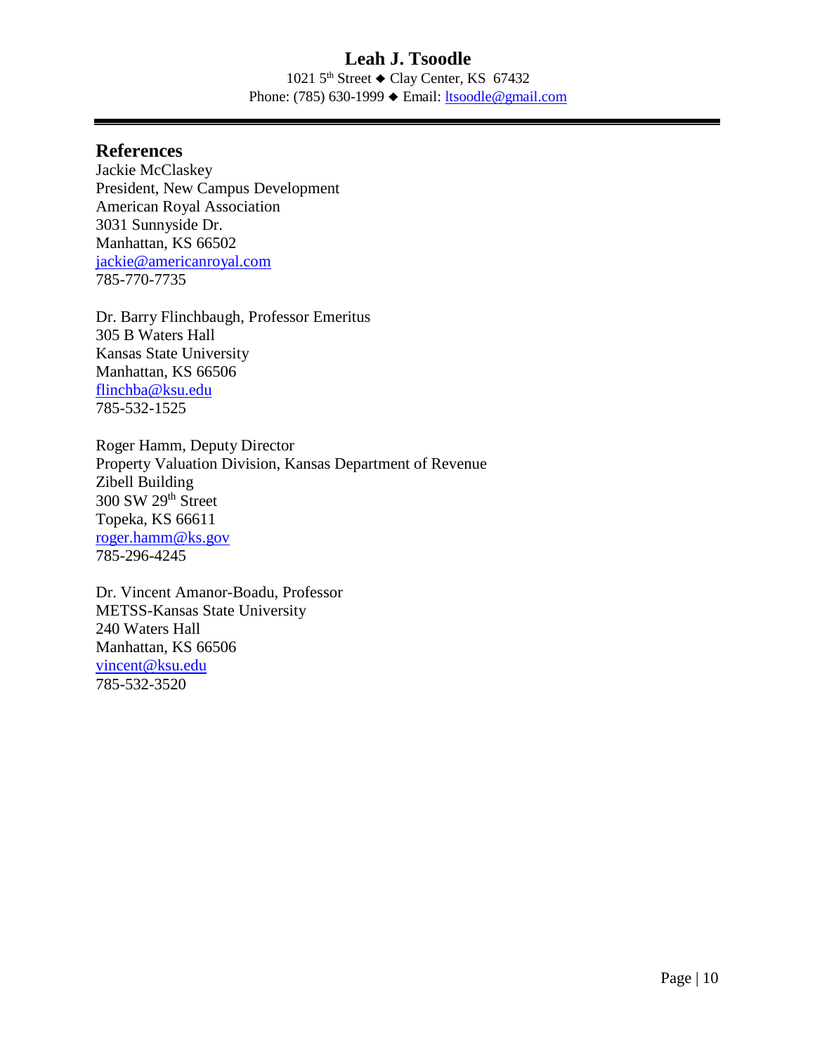# Leah J. Tsoodle

1021 5th Street ◆ Clay Center, KS 67432
Phone: (785) 630-1999 ◆ Email: ltsoodle@gmail.com

## References

Jackie McClaskey
President, New Campus Development
American Royal Association
3031 Sunnyside Dr.
Manhattan, KS 66502
jackie@americanroyal.com
785-770-7735

Dr. Barry Flinchbaugh, Professor Emeritus
305 B Waters Hall
Kansas State University
Manhattan, KS 66506
flinchba@ksu.edu
785-532-1525

Roger Hamm, Deputy Director
Property Valuation Division, Kansas Department of Revenue
Zibell Building
300 SW 29th Street
Topeka, KS 66611
roger.hamm@ks.gov
785-296-4245

Dr. Vincent Amanor-Boadu, Professor
METSS-Kansas State University
240 Waters Hall
Manhattan, KS 66506
vincent@ksu.edu
785-532-3520